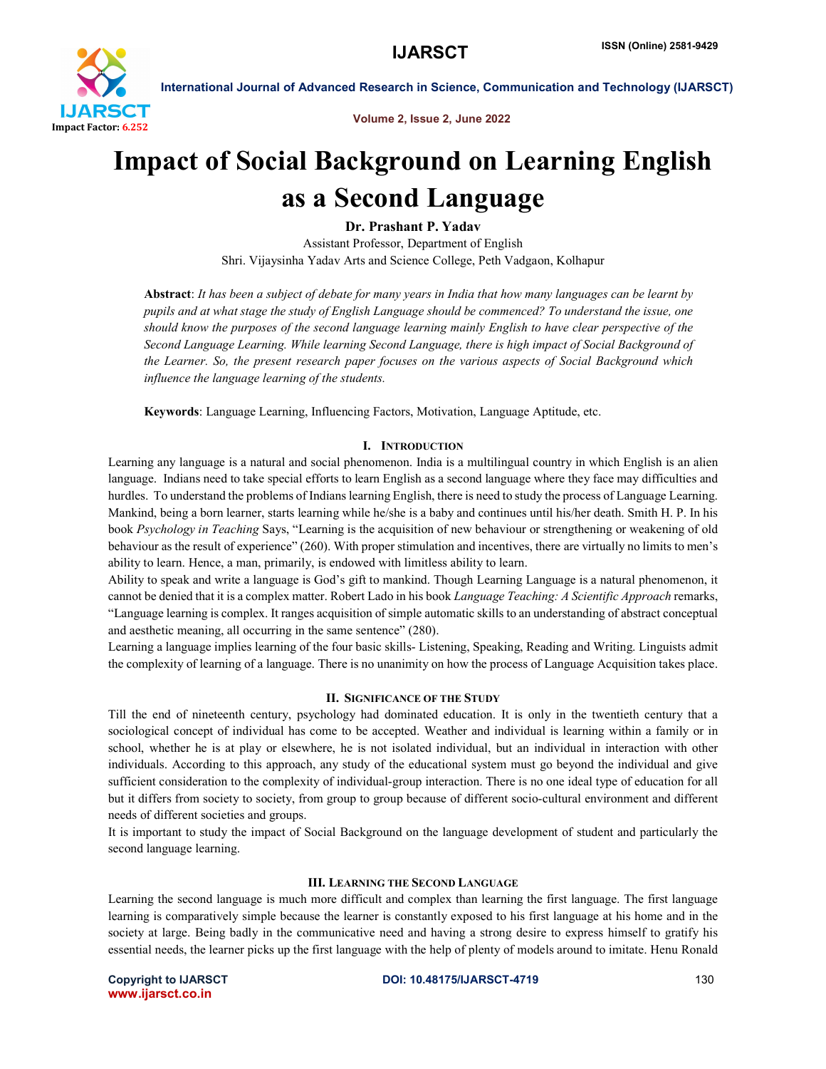# Impact of Social Background on Learning English as a Second Language

**Dr. Prashant P. Yadav**

Assistant Professor, Department of English

Shri. Vijaysinha Yadav Arts and Science College, Peth Vadgaon, Kolhapur

**Abstract**: *It has been a subject of debate for many years in India that how many languages can be learnt by pupils and at what stage the study of English Language should be commenced? To understand the issue, one should know the purposes of the second language learning mainly English to have clear perspective of the Second Language Learning. While learning Second Language, there is high impact of Social Background of the Learner. So, the present research paper focuses on the various aspects of Social Background which influence the language learning of the students.*

**Keywords**: Language Learning, Influencing Factors, Motivation, Language Aptitude, etc.

## I. Introduction

Learning any language is a natural and social phenomenon. India is a multilingual country in which English is an alien language. Indians need to take special efforts to learn English as a second language where they face may difficulties and hurdles. To understand the problems of Indians learning English, there is need to study the process of Language Learning. Mankind, being a born learner, starts learning while he/she is a baby and continues until his/her death. Smith H. P. In his book *Psychology in Teaching* Says, "Learning is the acquisition of new behaviour or strengthening or weakening of old behaviour as the result of experience" (260). With proper stimulation and incentives, there are virtually no limits to men's ability to learn. Hence, a man, primarily, is endowed with limitless ability to learn.

Ability to speak and write a language is God's gift to mankind. Though Learning Language is a natural phenomenon, it cannot be denied that it is a complex matter. Robert Lado in his book *Language Teaching: A Scientific Approach* remarks, "Language learning is complex. It ranges acquisition of simple automatic skills to an understanding of abstract conceptual and aesthetic meaning, all occurring in the same sentence" (280).

Learning a language implies learning of the four basic skills- Listening, Speaking, Reading and Writing. Linguists admit the complexity of learning of a language. There is no unanimity on how the process of Language Acquisition takes place.

## II. Significance of the Study

Till the end of nineteenth century, psychology had dominated education. It is only in the twentieth century that a sociological concept of individual has come to be accepted. Weather and individual is learning within a family or in school, whether he is at play or elsewhere, he is not isolated individual, but an individual in interaction with other individuals. According to this approach, any study of the educational system must go beyond the individual and give sufficient consideration to the complexity of individual-group interaction. There is no one ideal type of education for all but it differs from society to society, from group to group because of different socio-cultural environment and different needs of different societies and groups.

It is important to study the impact of Social Background on the language development of student and particularly the second language learning.

## III. Learning the Second Language

Learning the second language is much more difficult and complex than learning the first language. The first language learning is comparatively simple because the learner is constantly exposed to his first language at his home and in the society at large. Being badly in the communicative need and having a strong desire to express himself to gratify his essential needs, the learner picks up the first language with the help of plenty of models around to imitate. Henu Ronald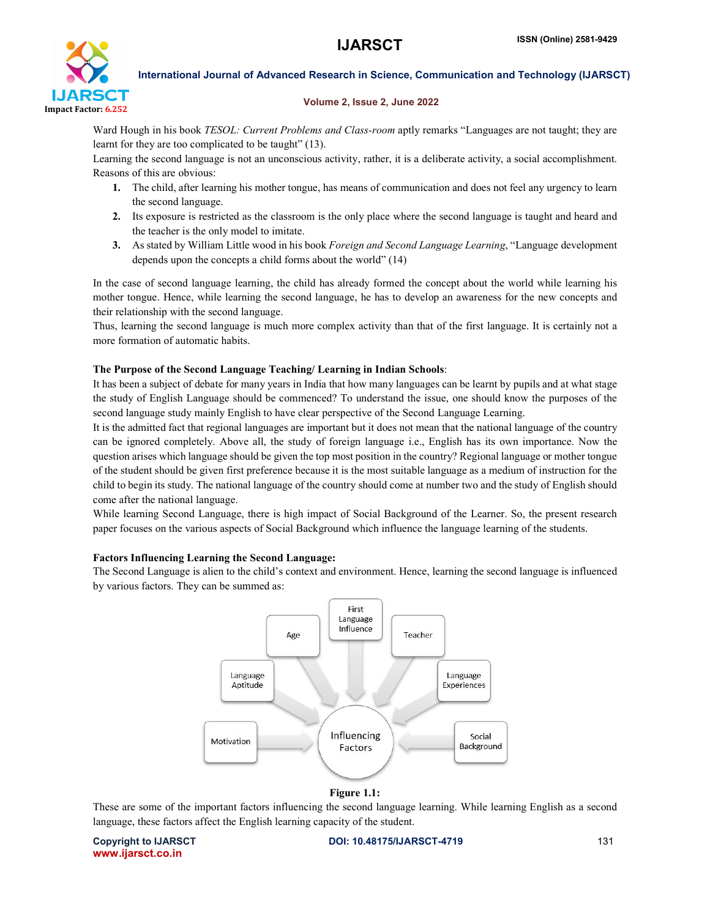Ward Hough in his book *TESOL: Current Problems and Class-room* aptly remarks "Languages are not taught; they are learnt for they are too complicated to be taught" (13).

Learning the second language is not an unconscious activity, rather, it is a deliberate activity, a social accomplishment. Reasons of this are obvious:

1. The child, after learning his mother tongue, has means of communication and does not feel any urgency to learn the second language.
2. Its exposure is restricted as the classroom is the only place where the second language is taught and heard and the teacher is the only model to imitate.
3. As stated by William Little wood in his book *Foreign and Second Language Learning*, "Language development depends upon the concepts a child forms about the world" (14)

In the case of second language learning, the child has already formed the concept about the world while learning his mother tongue. Hence, while learning the second language, he has to develop an awareness for the new concepts and their relationship with the second language.

Thus, learning the second language is much more complex activity than that of the first language. It is certainly not a more formation of automatic habits.

**The Purpose of the Second Language Teaching/ Learning in Indian Schools**:

It has been a subject of debate for many years in India that how many languages can be learnt by pupils and at what stage the study of English Language should be commenced? To understand the issue, one should know the purposes of the second language study mainly English to have clear perspective of the Second Language Learning.

It is the admitted fact that regional languages are important but it does not mean that the national language of the country can be ignored completely. Above all, the study of foreign language i.e., English has its own importance. Now the question arises which language should be given the top most position in the country? Regional language or mother tongue of the student should be given first preference because it is the most suitable language as a medium of instruction for the child to begin its study. The national language of the country should come at number two and the study of English should come after the national language.

While learning Second Language, there is high impact of Social Background of the Learner. So, the present research paper focuses on the various aspects of Social Background which influence the language learning of the students.

**Factors Influencing Learning the Second Language:**

The Second Language is alien to the child's context and environment. Hence, learning the second language is influenced by various factors. They can be summed as:

Age; First Language Influence; Teacher; Language Aptitude; Language Experiences; Motivation; Social Background → Influencing Factors

**Figure 1.1:**

These are some of the important factors influencing the second language learning. While learning English as a second language, these factors affect the English learning capacity of the student.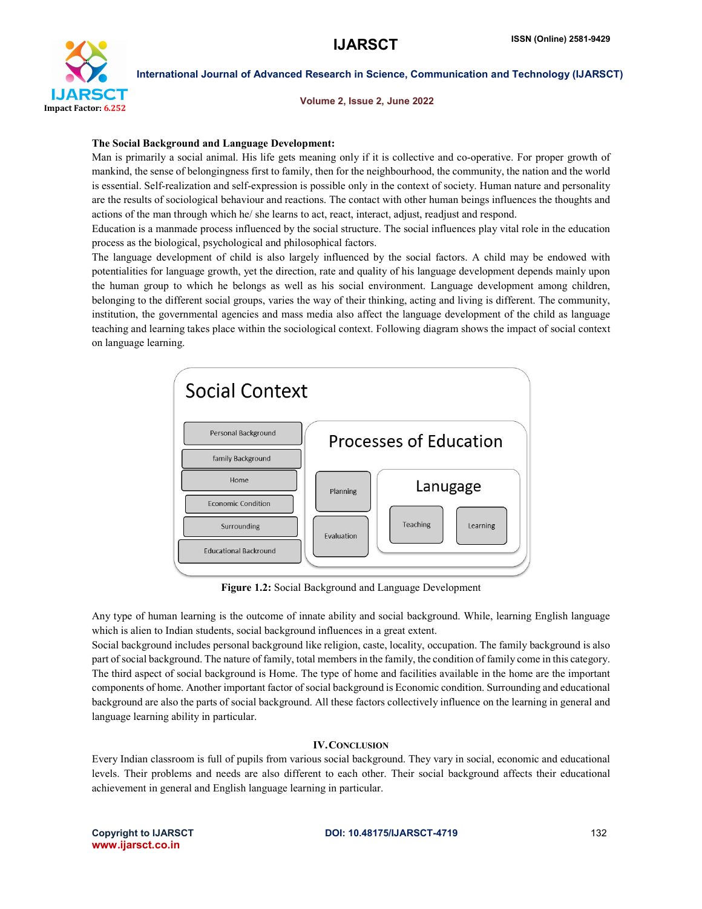**The Social Background and Language Development:**

Man is primarily a social animal. His life gets meaning only if it is collective and co-operative. For proper growth of mankind, the sense of belongingness first to family, then for the neighbourhood, the community, the nation and the world is essential. Self-realization and self-expression is possible only in the context of society. Human nature and personality are the results of sociological behaviour and reactions. The contact with other human beings influences the thoughts and actions of the man through which he/ she learns to act, react, interact, adjust, readjust and respond.

Education is a manmade process influenced by the social structure. The social influences play vital role in the education process as the biological, psychological and philosophical factors.

The language development of child is also largely influenced by the social factors. A child may be endowed with potentialities for language growth, yet the direction, rate and quality of his language development depends mainly upon the human group to which he belongs as well as his social environment. Language development among children, belonging to the different social groups, varies the way of their thinking, acting and living is different. The community, institution, the governmental agencies and mass media also affect the language development of the child as language teaching and learning takes place within the sociological context. Following diagram shows the impact of social context on language learning.

Social Context

- Personal Background
- family Background
- Home
- Economic Condition
- Surrounding
- Educational Backround

Processes of Education

- Planning
- Evaluation

Lanugage

- Teaching
- Learning

**Figure 1.2:** Social Background and Language Development

Any type of human learning is the outcome of innate ability and social background. While, learning English language which is alien to Indian students, social background influences in a great extent.

Social background includes personal background like religion, caste, locality, occupation. The family background is also part of social background. The nature of family, total members in the family, the condition of family come in this category. The third aspect of social background is Home. The type of home and facilities available in the home are the important components of home. Another important factor of social background is Economic condition. Surrounding and educational background are also the parts of social background. All these factors collectively influence on the learning in general and language learning ability in particular.

## IV. Conclusion

Every Indian classroom is full of pupils from various social background. They vary in social, economic and educational levels. Their problems and needs are also different to each other. Their social background affects their educational achievement in general and English language learning in particular.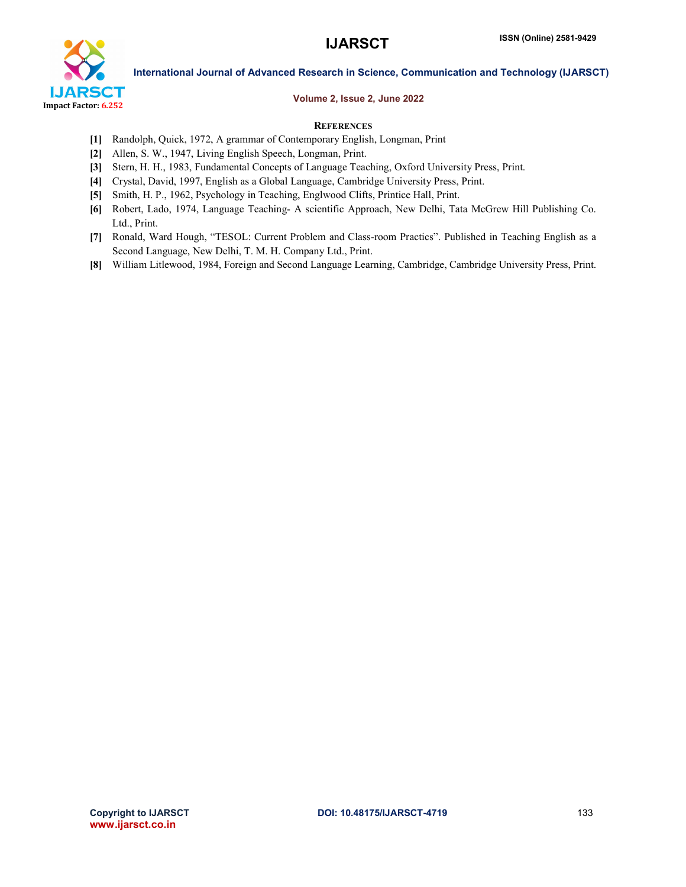## References

[1] Randolph, Quick, 1972, A grammar of Contemporary English, Longman, Print

[2] Allen, S. W., 1947, Living English Speech, Longman, Print.

[3] Stern, H. H., 1983, Fundamental Concepts of Language Teaching, Oxford University Press, Print.

[4] Crystal, David, 1997, English as a Global Language, Cambridge University Press, Print.

[5] Smith, H. P., 1962, Psychology in Teaching, Englwood Clifts, Printice Hall, Print.

[6] Robert, Lado, 1974, Language Teaching- A scientific Approach, New Delhi, Tata McGrew Hill Publishing Co. Ltd., Print.

[7] Ronald, Ward Hough, "TESOL: Current Problem and Class-room Practics". Published in Teaching English as a Second Language, New Delhi, T. M. H. Company Ltd., Print.

[8] William Litlewood, 1984, Foreign and Second Language Learning, Cambridge, Cambridge University Press, Print.